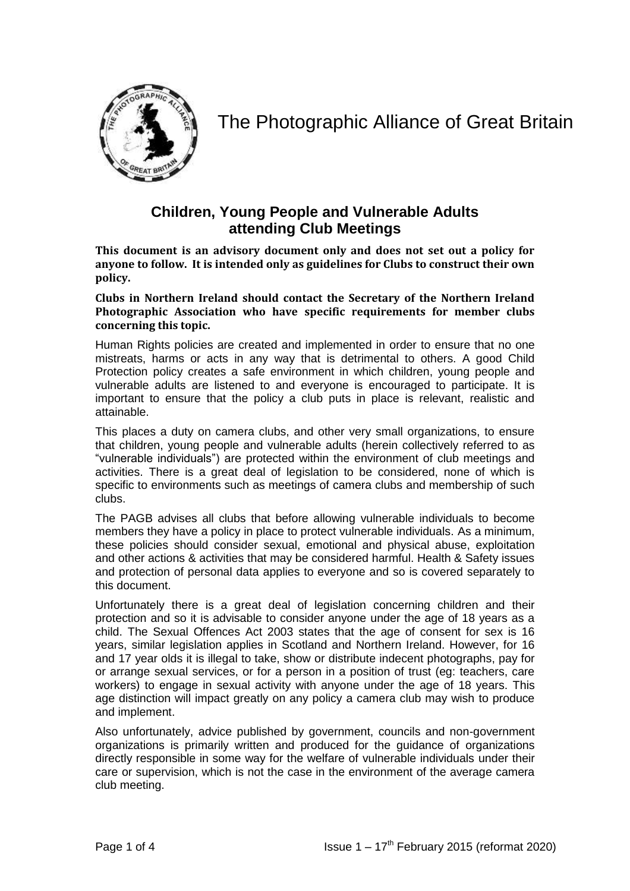# The Photographic Alliance of Great Britain

## Children, Young People and Vulnerable Adults attending Club Meetings

**This document is an advisory document only and does not set out a policy for anyone to follow. It is intended only as guidelines for Clubs to construct their own policy.**

**Clubs in Northern Ireland should contact the Secretary of the Northern Ireland Photographic Association who have specific requirements for member clubs concerning this topic.**

Human Rights policies are created and implemented in order to ensure that no one mistreats, harms or acts in any way that is detrimental to others. A good Child Protection policy creates a safe environment in which children, young people and vulnerable adults are listened to and everyone is encouraged to participate. It is important to ensure that the policy a club puts in place is relevant, realistic and attainable.

This places a duty on camera clubs, and other very small organizations, to ensure that children, young people and vulnerable adults (herein collectively referred to as "vulnerable individuals") are protected within the environment of club meetings and activities. There is a great deal of legislation to be considered, none of which is specific to environments such as meetings of camera clubs and membership of such clubs.

The PAGB advises all clubs that before allowing vulnerable individuals to become members they have a policy in place to protect vulnerable individuals. As a minimum, these policies should consider sexual, emotional and physical abuse, exploitation and other actions & activities that may be considered harmful. Health & Safety issues and protection of personal data applies to everyone and so is covered separately to this document.

Unfortunately there is a great deal of legislation concerning children and their protection and so it is advisable to consider anyone under the age of 18 years as a child. The Sexual Offences Act 2003 states that the age of consent for sex is 16 years, similar legislation applies in Scotland and Northern Ireland. However, for 16 and 17 year olds it is illegal to take, show or distribute indecent photographs, pay for or arrange sexual services, or for a person in a position of trust (eg: teachers, care workers) to engage in sexual activity with anyone under the age of 18 years. This age distinction will impact greatly on any policy a camera club may wish to produce and implement.

Also unfortunately, advice published by government, councils and non-government organizations is primarily written and produced for the guidance of organizations directly responsible in some way for the welfare of vulnerable individuals under their care or supervision, which is not the case in the environment of the average camera club meeting.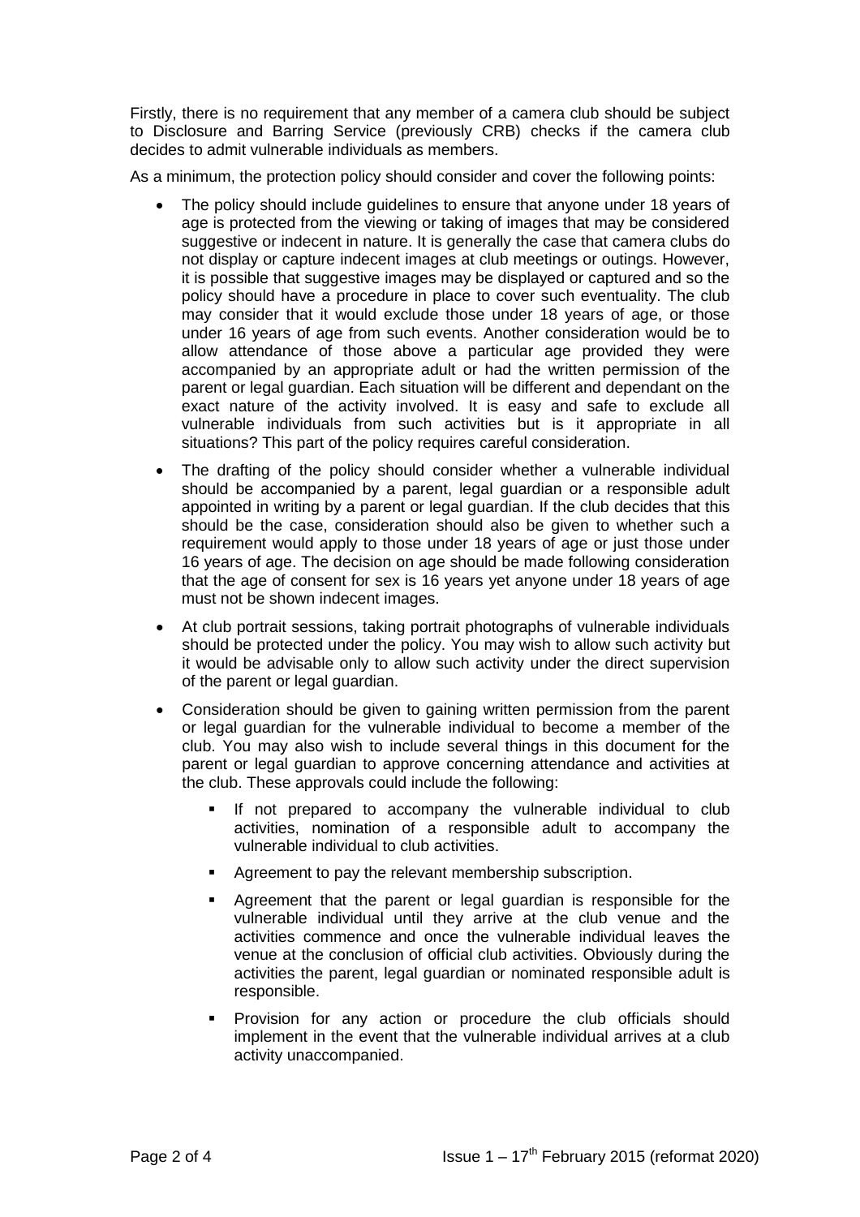Firstly, there is no requirement that any member of a camera club should be subject to Disclosure and Barring Service (previously CRB) checks if the camera club decides to admit vulnerable individuals as members.

As a minimum, the protection policy should consider and cover the following points:

- The policy should include guidelines to ensure that anyone under 18 years of age is protected from the viewing or taking of images that may be considered suggestive or indecent in nature. It is generally the case that camera clubs do not display or capture indecent images at club meetings or outings. However, it is possible that suggestive images may be displayed or captured and so the policy should have a procedure in place to cover such eventuality. The club may consider that it would exclude those under 18 years of age, or those under 16 years of age from such events. Another consideration would be to allow attendance of those above a particular age provided they were accompanied by an appropriate adult or had the written permission of the parent or legal guardian. Each situation will be different and dependant on the exact nature of the activity involved. It is easy and safe to exclude all vulnerable individuals from such activities but is it appropriate in all situations? This part of the policy requires careful consideration.
- The drafting of the policy should consider whether a vulnerable individual should be accompanied by a parent, legal guardian or a responsible adult appointed in writing by a parent or legal guardian. If the club decides that this should be the case, consideration should also be given to whether such a requirement would apply to those under 18 years of age or just those under 16 years of age. The decision on age should be made following consideration that the age of consent for sex is 16 years yet anyone under 18 years of age must not be shown indecent images.
- At club portrait sessions, taking portrait photographs of vulnerable individuals should be protected under the policy. You may wish to allow such activity but it would be advisable only to allow such activity under the direct supervision of the parent or legal guardian.
- Consideration should be given to gaining written permission from the parent or legal guardian for the vulnerable individual to become a member of the club. You may also wish to include several things in this document for the parent or legal guardian to approve concerning attendance and activities at the club. These approvals could include the following:
  - If not prepared to accompany the vulnerable individual to club activities, nomination of a responsible adult to accompany the vulnerable individual to club activities.
  - Agreement to pay the relevant membership subscription.
  - Agreement that the parent or legal guardian is responsible for the vulnerable individual until they arrive at the club venue and the activities commence and once the vulnerable individual leaves the venue at the conclusion of official club activities. Obviously during the activities the parent, legal guardian or nominated responsible adult is responsible.
  - Provision for any action or procedure the club officials should implement in the event that the vulnerable individual arrives at a club activity unaccompanied.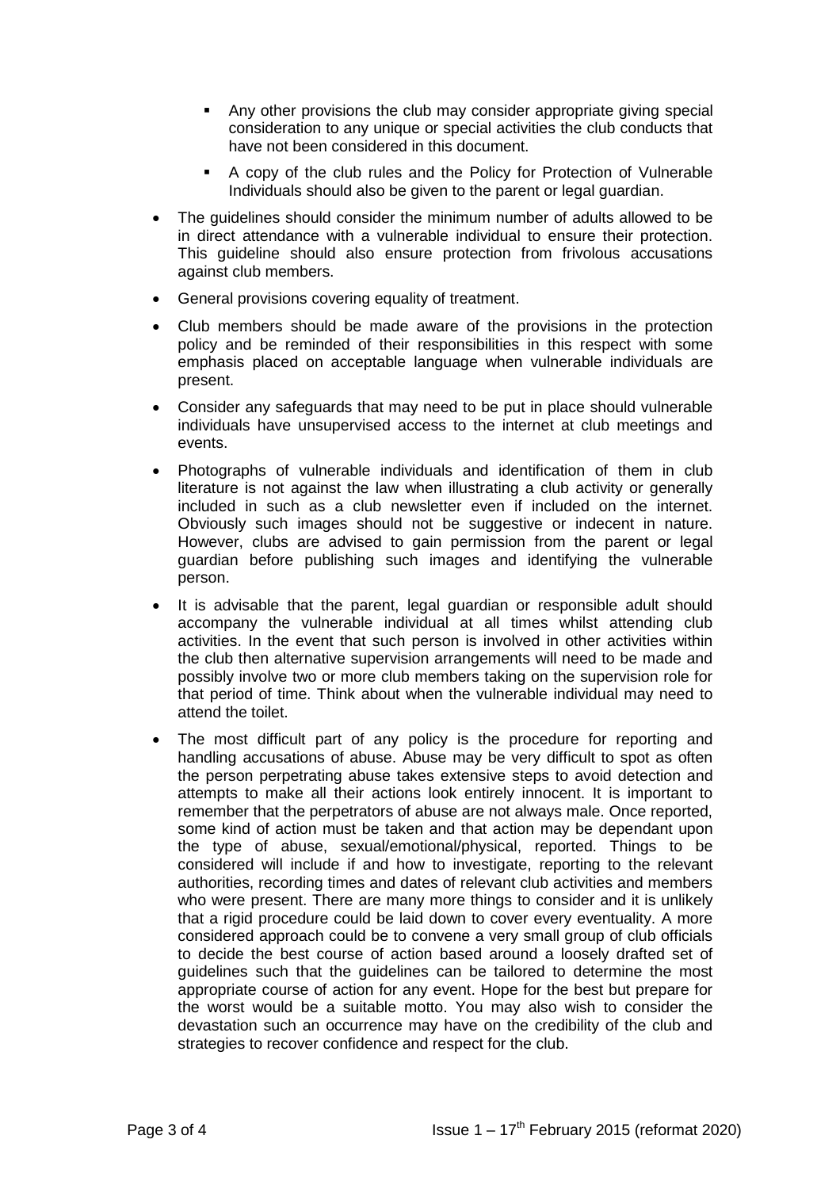- Any other provisions the club may consider appropriate giving special consideration to any unique or special activities the club conducts that have not been considered in this document.
    - A copy of the club rules and the Policy for Protection of Vulnerable Individuals should also be given to the parent or legal guardian.

- The guidelines should consider the minimum number of adults allowed to be in direct attendance with a vulnerable individual to ensure their protection. This guideline should also ensure protection from frivolous accusations against club members.
- General provisions covering equality of treatment.
- Club members should be made aware of the provisions in the protection policy and be reminded of their responsibilities in this respect with some emphasis placed on acceptable language when vulnerable individuals are present.
- Consider any safeguards that may need to be put in place should vulnerable individuals have unsupervised access to the internet at club meetings and events.
- Photographs of vulnerable individuals and identification of them in club literature is not against the law when illustrating a club activity or generally included in such as a club newsletter even if included on the internet. Obviously such images should not be suggestive or indecent in nature. However, clubs are advised to gain permission from the parent or legal guardian before publishing such images and identifying the vulnerable person.
- It is advisable that the parent, legal guardian or responsible adult should accompany the vulnerable individual at all times whilst attending club activities. In the event that such person is involved in other activities within the club then alternative supervision arrangements will need to be made and possibly involve two or more club members taking on the supervision role for that period of time. Think about when the vulnerable individual may need to attend the toilet.
- The most difficult part of any policy is the procedure for reporting and handling accusations of abuse. Abuse may be very difficult to spot as often the person perpetrating abuse takes extensive steps to avoid detection and attempts to make all their actions look entirely innocent. It is important to remember that the perpetrators of abuse are not always male. Once reported, some kind of action must be taken and that action may be dependant upon the type of abuse, sexual/emotional/physical, reported. Things to be considered will include if and how to investigate, reporting to the relevant authorities, recording times and dates of relevant club activities and members who were present. There are many more things to consider and it is unlikely that a rigid procedure could be laid down to cover every eventuality. A more considered approach could be to convene a very small group of club officials to decide the best course of action based around a loosely drafted set of guidelines such that the guidelines can be tailored to determine the most appropriate course of action for any event. Hope for the best but prepare for the worst would be a suitable motto. You may also wish to consider the devastation such an occurrence may have on the credibility of the club and strategies to recover confidence and respect for the club.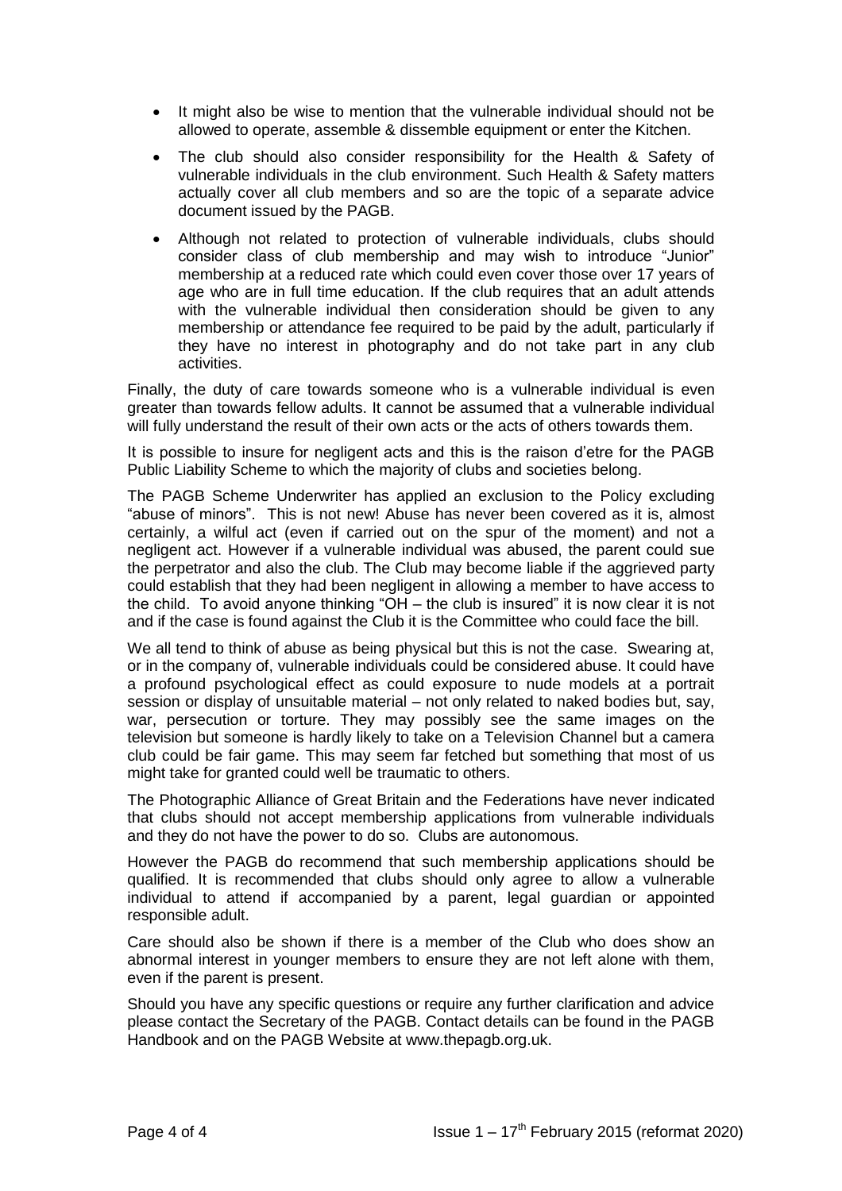- It might also be wise to mention that the vulnerable individual should not be allowed to operate, assemble & dissemble equipment or enter the Kitchen.
- The club should also consider responsibility for the Health & Safety of vulnerable individuals in the club environment. Such Health & Safety matters actually cover all club members and so are the topic of a separate advice document issued by the PAGB.
- Although not related to protection of vulnerable individuals, clubs should consider class of club membership and may wish to introduce "Junior" membership at a reduced rate which could even cover those over 17 years of age who are in full time education. If the club requires that an adult attends with the vulnerable individual then consideration should be given to any membership or attendance fee required to be paid by the adult, particularly if they have no interest in photography and do not take part in any club activities.

Finally, the duty of care towards someone who is a vulnerable individual is even greater than towards fellow adults. It cannot be assumed that a vulnerable individual will fully understand the result of their own acts or the acts of others towards them.

It is possible to insure for negligent acts and this is the raison d'etre for the PAGB Public Liability Scheme to which the majority of clubs and societies belong.

The PAGB Scheme Underwriter has applied an exclusion to the Policy excluding "abuse of minors". This is not new! Abuse has never been covered as it is, almost certainly, a wilful act (even if carried out on the spur of the moment) and not a negligent act. However if a vulnerable individual was abused, the parent could sue the perpetrator and also the club. The Club may become liable if the aggrieved party could establish that they had been negligent in allowing a member to have access to the child. To avoid anyone thinking "OH – the club is insured" it is now clear it is not and if the case is found against the Club it is the Committee who could face the bill.

We all tend to think of abuse as being physical but this is not the case. Swearing at, or in the company of, vulnerable individuals could be considered abuse. It could have a profound psychological effect as could exposure to nude models at a portrait session or display of unsuitable material – not only related to naked bodies but, say, war, persecution or torture. They may possibly see the same images on the television but someone is hardly likely to take on a Television Channel but a camera club could be fair game. This may seem far fetched but something that most of us might take for granted could well be traumatic to others.

The Photographic Alliance of Great Britain and the Federations have never indicated that clubs should not accept membership applications from vulnerable individuals and they do not have the power to do so. Clubs are autonomous.

However the PAGB do recommend that such membership applications should be qualified. It is recommended that clubs should only agree to allow a vulnerable individual to attend if accompanied by a parent, legal guardian or appointed responsible adult.

Care should also be shown if there is a member of the Club who does show an abnormal interest in younger members to ensure they are not left alone with them, even if the parent is present.

Should you have any specific questions or require any further clarification and advice please contact the Secretary of the PAGB. Contact details can be found in the PAGB Handbook and on the PAGB Website at www.thepagb.org.uk.

Issue 1 – 17th February 2015 (reformat 2020)